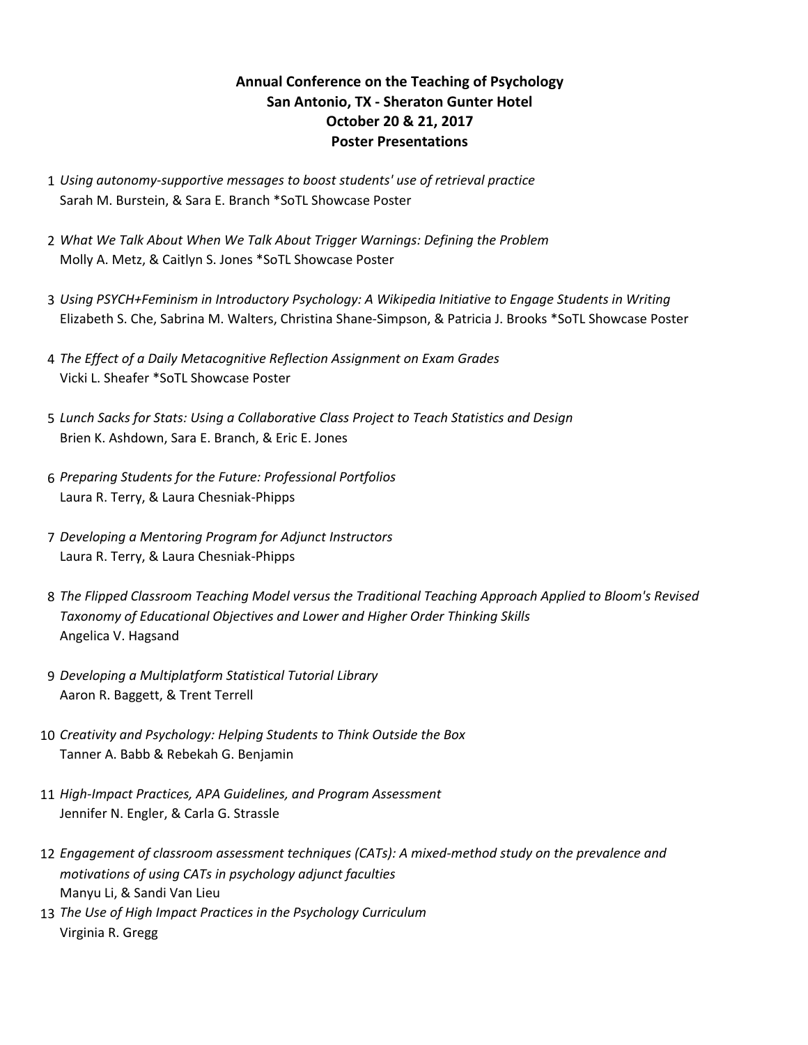**Annual Conference on the Teaching of Psychology**
**San Antonio, TX - Sheraton Gunter Hotel**
**October 20 & 21, 2017**
**Poster Presentations**

1. *Using autonomy-supportive messages to boost students' use of retrieval practice*
   Sarah M. Burstein, & Sara E. Branch *SoTL Showcase Poster

2. *What We Talk About When We Talk About Trigger Warnings: Defining the Problem*
   Molly A. Metz, & Caitlyn S. Jones *SoTL Showcase Poster

3. *Using PSYCH+Feminism in Introductory Psychology: A Wikipedia Initiative to Engage Students in Writing*
   Elizabeth S. Che, Sabrina M. Walters, Christina Shane-Simpson, & Patricia J. Brooks *SoTL Showcase Poster

4. *The Effect of a Daily Metacognitive Reflection Assignment on Exam Grades*
   Vicki L. Sheafer *SoTL Showcase Poster

5. *Lunch Sacks for Stats: Using a Collaborative Class Project to Teach Statistics and Design*
   Brien K. Ashdown, Sara E. Branch, & Eric E. Jones

6. *Preparing Students for the Future: Professional Portfolios*
   Laura R. Terry, & Laura Chesniak-Phipps

7. *Developing a Mentoring Program for Adjunct Instructors*
   Laura R. Terry, & Laura Chesniak-Phipps

8. *The Flipped Classroom Teaching Model versus the Traditional Teaching Approach Applied to Bloom's Revised Taxonomy of Educational Objectives and Lower and Higher Order Thinking Skills*
   Angelica V. Hagsand

9. *Developing a Multiplatform Statistical Tutorial Library*
   Aaron R. Baggett, & Trent Terrell

10. *Creativity and Psychology: Helping Students to Think Outside the Box*
    Tanner A. Babb & Rebekah G. Benjamin

11. *High-Impact Practices, APA Guidelines, and Program Assessment*
    Jennifer N. Engler, & Carla G. Strassle

12. *Engagement of classroom assessment techniques (CATs): A mixed-method study on the prevalence and motivations of using CATs in psychology adjunct faculties*
    Manyu Li, & Sandi Van Lieu

13. *The Use of High Impact Practices in the Psychology Curriculum*
    Virginia R. Gregg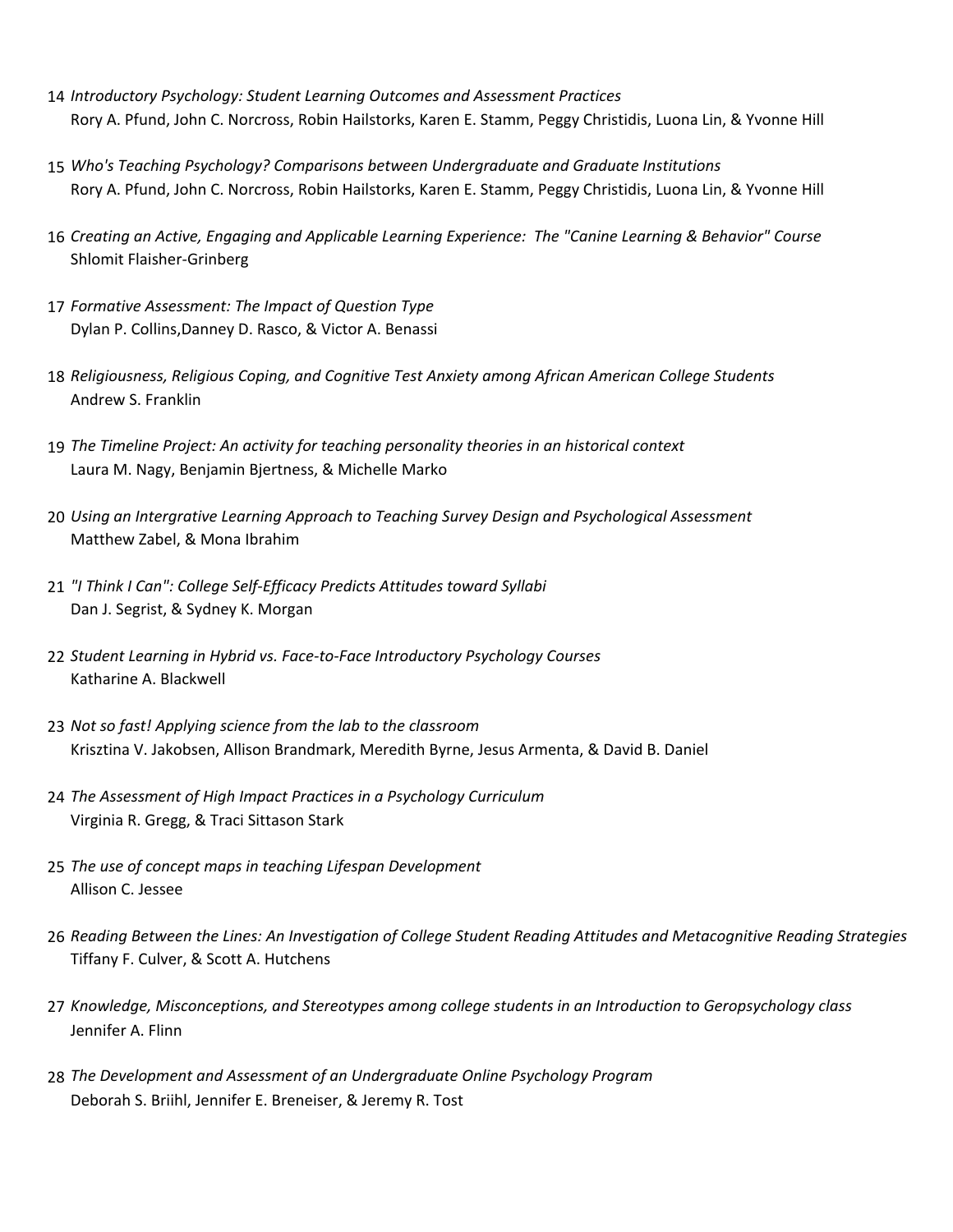14 *Introductory Psychology: Student Learning Outcomes and Assessment Practices*
Rory A. Pfund, John C. Norcross, Robin Hailstorks, Karen E. Stamm, Peggy Christidis, Luona Lin, & Yvonne Hill

15 *Who's Teaching Psychology? Comparisons between Undergraduate and Graduate Institutions*
Rory A. Pfund, John C. Norcross, Robin Hailstorks, Karen E. Stamm, Peggy Christidis, Luona Lin, & Yvonne Hill

16 *Creating an Active, Engaging and Applicable Learning Experience: The "Canine Learning & Behavior" Course*
Shlomit Flaisher-Grinberg

17 *Formative Assessment: The Impact of Question Type*
Dylan P. Collins,Danney D. Rasco, & Victor A. Benassi

18 *Religiousness, Religious Coping, and Cognitive Test Anxiety among African American College Students*
Andrew S. Franklin

19 *The Timeline Project: An activity for teaching personality theories in an historical context*
Laura M. Nagy, Benjamin Bjertness, & Michelle Marko

20 *Using an Intergrative Learning Approach to Teaching Survey Design and Psychological Assessment*
Matthew Zabel, & Mona Ibrahim

21 *"I Think I Can": College Self-Efficacy Predicts Attitudes toward Syllabi*
Dan J. Segrist, & Sydney K. Morgan

22 *Student Learning in Hybrid vs. Face-to-Face Introductory Psychology Courses*
Katharine A. Blackwell

23 *Not so fast! Applying science from the lab to the classroom*
Krisztina V. Jakobsen, Allison Brandmark, Meredith Byrne, Jesus Armenta, & David B. Daniel

24 *The Assessment of High Impact Practices in a Psychology Curriculum*
Virginia R. Gregg, & Traci Sittason Stark

25 *The use of concept maps in teaching Lifespan Development*
Allison C. Jessee

26 *Reading Between the Lines: An Investigation of College Student Reading Attitudes and Metacognitive Reading Strategies*
Tiffany F. Culver, & Scott A. Hutchens

27 *Knowledge, Misconceptions, and Stereotypes among college students in an Introduction to Geropsychology class*
Jennifer A. Flinn

28 *The Development and Assessment of an Undergraduate Online Psychology Program*
Deborah S. Briihl, Jennifer E. Breneiser, & Jeremy R. Tost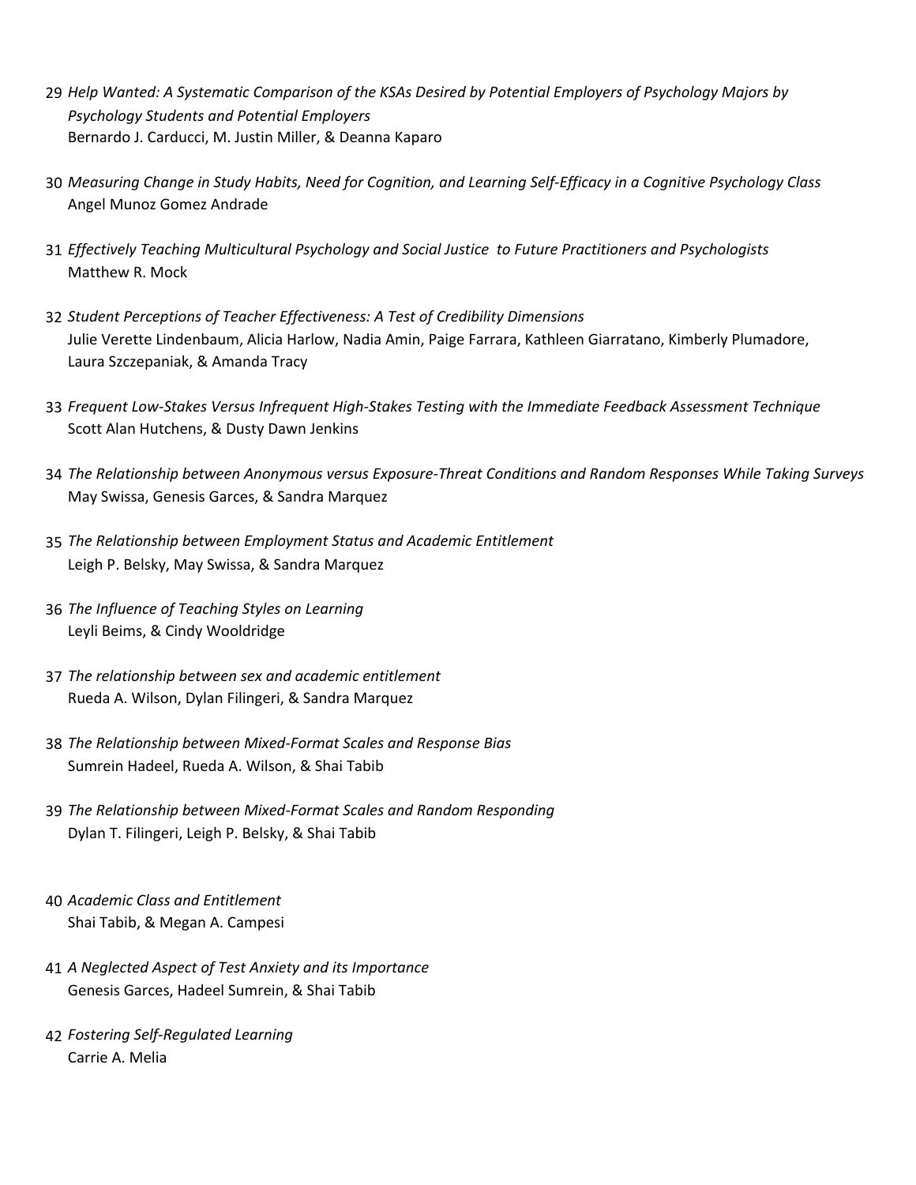29 *Help Wanted: A Systematic Comparison of the KSAs Desired by Potential Employers of Psychology Majors by Psychology Students and Potential Employers*
Bernardo J. Carducci, M. Justin Miller, & Deanna Kaparo

30 *Measuring Change in Study Habits, Need for Cognition, and Learning Self-Efficacy in a Cognitive Psychology Class*
Angel Munoz Gomez Andrade

31 *Effectively Teaching Multicultural Psychology and Social Justice to Future Practitioners and Psychologists*
Matthew R. Mock

32 *Student Perceptions of Teacher Effectiveness: A Test of Credibility Dimensions*
Julie Verette Lindenbaum, Alicia Harlow, Nadia Amin, Paige Farrara, Kathleen Giarratano, Kimberly Plumadore, Laura Szczepaniak, & Amanda Tracy

33 *Frequent Low-Stakes Versus Infrequent High-Stakes Testing with the Immediate Feedback Assessment Technique*
Scott Alan Hutchens, & Dusty Dawn Jenkins

34 *The Relationship between Anonymous versus Exposure-Threat Conditions and Random Responses While Taking Surveys*
May Swissa, Genesis Garces, & Sandra Marquez

35 *The Relationship between Employment Status and Academic Entitlement*
Leigh P. Belsky, May Swissa, & Sandra Marquez

36 *The Influence of Teaching Styles on Learning*
Leyli Beims, & Cindy Wooldridge

37 *The relationship between sex and academic entitlement*
Rueda A. Wilson, Dylan Filingeri, & Sandra Marquez

38 *The Relationship between Mixed-Format Scales and Response Bias*
Sumrein Hadeel, Rueda A. Wilson, & Shai Tabib

39 *The Relationship between Mixed-Format Scales and Random Responding*
Dylan T. Filingeri, Leigh P. Belsky, & Shai Tabib

40 *Academic Class and Entitlement*
Shai Tabib, & Megan A. Campesi

41 *A Neglected Aspect of Test Anxiety and its Importance*
Genesis Garces, Hadeel Sumrein, & Shai Tabib

42 *Fostering Self-Regulated Learning*
Carrie A. Melia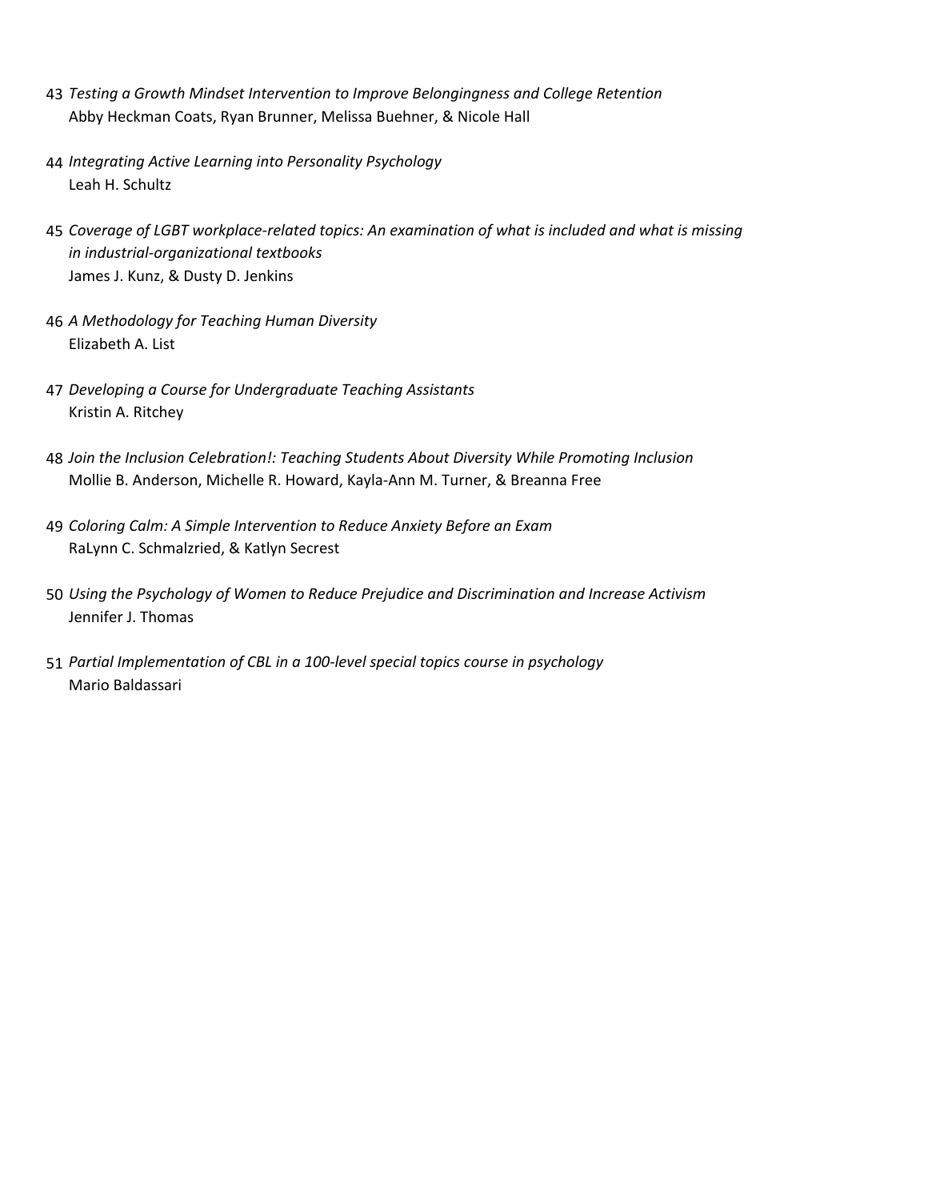43 *Testing a Growth Mindset Intervention to Improve Belongingness and College Retention*
Abby Heckman Coats, Ryan Brunner, Melissa Buehner, & Nicole Hall

44 *Integrating Active Learning into Personality Psychology*
Leah H. Schultz

45 *Coverage of LGBT workplace-related topics: An examination of what is included and what is missing in industrial-organizational textbooks*
James J. Kunz, & Dusty D. Jenkins

46 *A Methodology for Teaching Human Diversity*
Elizabeth A. List

47 *Developing a Course for Undergraduate Teaching Assistants*
Kristin A. Ritchey

48 *Join the Inclusion Celebration!: Teaching Students About Diversity While Promoting Inclusion*
Mollie B. Anderson, Michelle R. Howard, Kayla-Ann M. Turner, & Breanna Free

49 *Coloring Calm: A Simple Intervention to Reduce Anxiety Before an Exam*
RaLynn C. Schmalzried, & Katlyn Secrest

50 *Using the Psychology of Women to Reduce Prejudice and Discrimination and Increase Activism*
Jennifer J. Thomas

51 *Partial Implementation of CBL in a 100-level special topics course in psychology*
Mario Baldassari